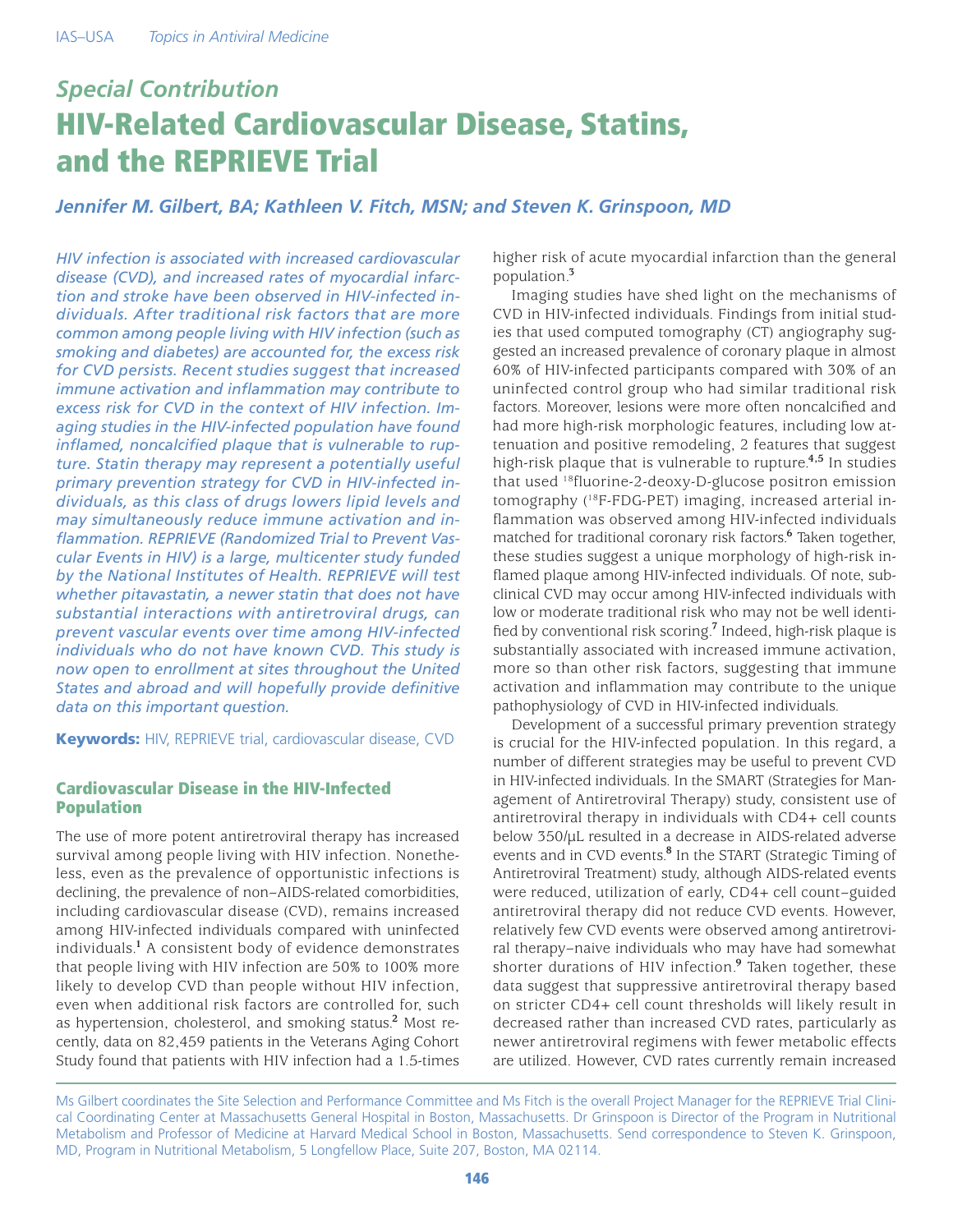## Special Contribution

# HIV-Related Cardiovascular Disease, Statins, and the REPRIEVE Trial

***Jennifer M. Gilbert, BA; Kathleen V. Fitch, MSN; and Steven K. Grinspoon, MD***

*HIV infection is associated with increased cardiovascular disease (CVD), and increased rates of myocardial infarction and stroke have been observed in HIV-infected individuals. After traditional risk factors that are more common among people living with HIV infection (such as smoking and diabetes) are accounted for, the excess risk for CVD persists. Recent studies suggest that increased immune activation and inflammation may contribute to excess risk for CVD in the context of HIV infection. Imaging studies in the HIV-infected population have found inflamed, noncalcified plaque that is vulnerable to rupture. Statin therapy may represent a potentially useful primary prevention strategy for CVD in HIV-infected individuals, as this class of drugs lowers lipid levels and may simultaneously reduce immune activation and inflammation. REPRIEVE (Randomized Trial to Prevent Vascular Events in HIV) is a large, multicenter study funded by the National Institutes of Health. REPRIEVE will test whether pitavastatin, a newer statin that does not have substantial interactions with antiretroviral drugs, can prevent vascular events over time among HIV-infected individuals who do not have known CVD. This study is now open to enrollment at sites throughout the United States and abroad and will hopefully provide definitive data on this important question.*

**Keywords:** HIV, REPRIEVE trial, cardiovascular disease, CVD

## Cardiovascular Disease in the HIV-Infected Population

The use of more potent antiretroviral therapy has increased survival among people living with HIV infection. Nonetheless, even as the prevalence of opportunistic infections is declining, the prevalence of non–AIDS-related comorbidities, including cardiovascular disease (CVD), remains increased among HIV-infected individuals compared with uninfected individuals.[1] A consistent body of evidence demonstrates that people living with HIV infection are 50% to 100% more likely to develop CVD than people without HIV infection, even when additional risk factors are controlled for, such as hypertension, cholesterol, and smoking status.[2] Most recently, data on 82,459 patients in the Veterans Aging Cohort Study found that patients with HIV infection had a 1.5-times higher risk of acute myocardial infarction than the general population.[3]

Imaging studies have shed light on the mechanisms of CVD in HIV-infected individuals. Findings from initial studies that used computed tomography (CT) angiography suggested an increased prevalence of coronary plaque in almost 60% of HIV-infected participants compared with 30% of an uninfected control group who had similar traditional risk factors. Moreover, lesions were more often noncalcified and had more high-risk morphologic features, including low attenuation and positive remodeling, 2 features that suggest high-risk plaque that is vulnerable to rupture.[4,5] In studies that used $^{18}$fluorine-2-deoxy-D-glucose positron emission tomography ($^{18}$F-FDG-PET) imaging, increased arterial inflammation was observed among HIV-infected individuals matched for traditional coronary risk factors.[6] Taken together, these studies suggest a unique morphology of high-risk inflamed plaque among HIV-infected individuals. Of note, subclinical CVD may occur among HIV-infected individuals with low or moderate traditional risk who may not be well identified by conventional risk scoring.[7] Indeed, high-risk plaque is substantially associated with increased immune activation, more so than other risk factors, suggesting that immune activation and inflammation may contribute to the unique pathophysiology of CVD in HIV-infected individuals.

Development of a successful primary prevention strategy is crucial for the HIV-infected population. In this regard, a number of different strategies may be useful to prevent CVD in HIV-infected individuals. In the SMART (Strategies for Management of Antiretroviral Therapy) study, consistent use of antiretroviral therapy in individuals with CD4+ cell counts below 350/µL resulted in a decrease in AIDS-related adverse events and in CVD events.[8] In the START (Strategic Timing of Antiretroviral Treatment) study, although AIDS-related events were reduced, utilization of early, CD4+ cell count–guided antiretroviral therapy did not reduce CVD events. However, relatively few CVD events were observed among antiretroviral therapy–naive individuals who may have had somewhat shorter durations of HIV infection.[9] Taken together, these data suggest that suppressive antiretroviral therapy based on stricter CD4+ cell count thresholds will likely result in decreased rather than increased CVD rates, particularly as newer antiretroviral regimens with fewer metabolic effects are utilized. However, CVD rates currently remain increased

Ms Gilbert coordinates the Site Selection and Performance Committee and Ms Fitch is the overall Project Manager for the REPRIEVE Trial Clinical Coordinating Center at Massachusetts General Hospital in Boston, Massachusetts. Dr Grinspoon is Director of the Program in Nutritional Metabolism and Professor of Medicine at Harvard Medical School in Boston, Massachusetts. Send correspondence to Steven K. Grinspoon, MD, Program in Nutritional Metabolism, 5 Longfellow Place, Suite 207, Boston, MA 02114.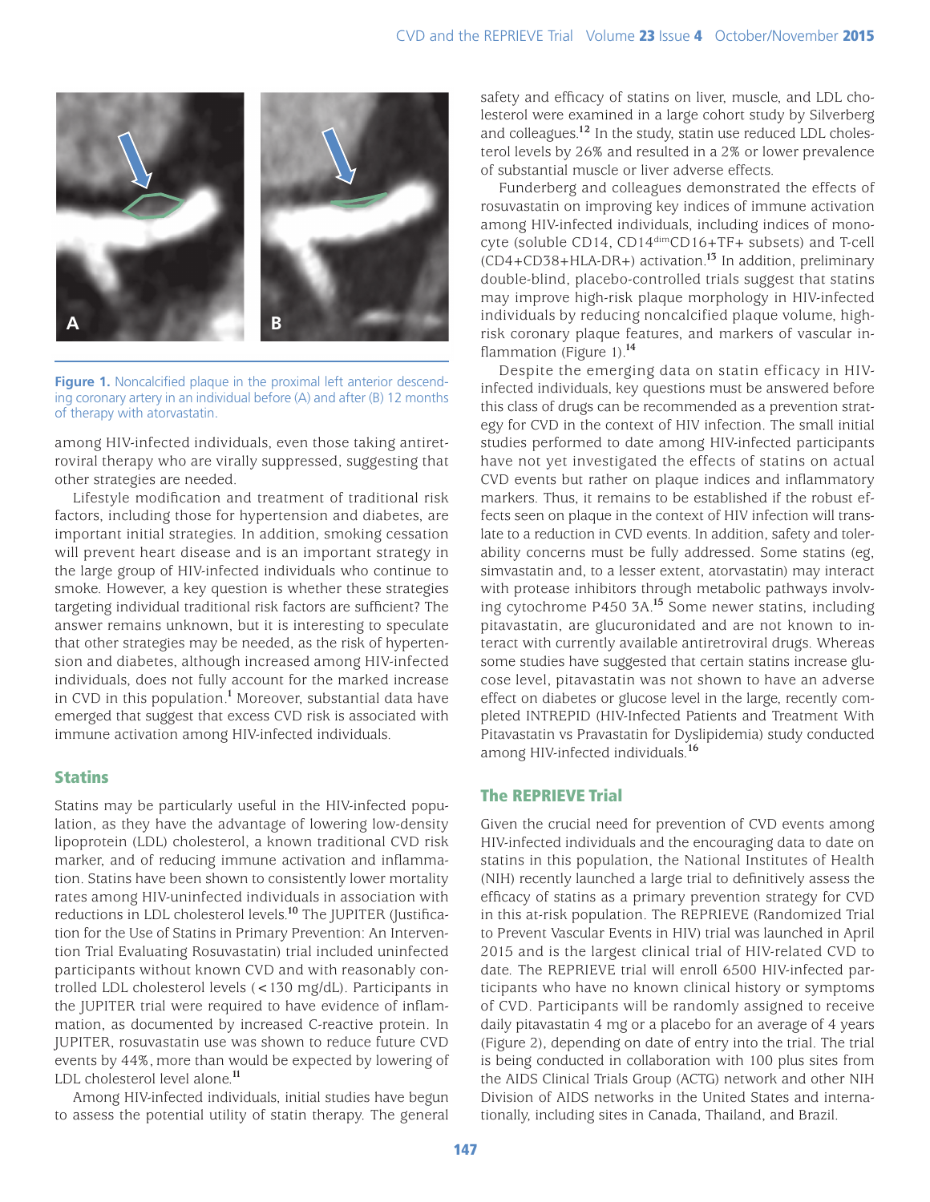Figure 1. Noncalcified plaque in the proximal left anterior descending coronary artery in an individual before (A) and after (B) 12 months of therapy with atorvastatin.

among HIV-infected individuals, even those taking antiretroviral therapy who are virally suppressed, suggesting that other strategies are needed.

Lifestyle modification and treatment of traditional risk factors, including those for hypertension and diabetes, are important initial strategies. In addition, smoking cessation will prevent heart disease and is an important strategy in the large group of HIV-infected individuals who continue to smoke. However, a key question is whether these strategies targeting individual traditional risk factors are sufficient? The answer remains unknown, but it is interesting to speculate that other strategies may be needed, as the risk of hypertension and diabetes, although increased among HIV-infected individuals, does not fully account for the marked increase in CVD in this population.[1] Moreover, substantial data have emerged that suggest that excess CVD risk is associated with immune activation among HIV-infected individuals.

## Statins

Statins may be particularly useful in the HIV-infected population, as they have the advantage of lowering low-density lipoprotein (LDL) cholesterol, a known traditional CVD risk marker, and of reducing immune activation and inflammation. Statins have been shown to consistently lower mortality rates among HIV-uninfected individuals in association with reductions in LDL cholesterol levels.[10] The JUPITER (Justification for the Use of Statins in Primary Prevention: An Intervention Trial Evaluating Rosuvastatin) trial included uninfected participants without known CVD and with reasonably controlled LDL cholesterol levels (< 130 mg/dL). Participants in the JUPITER trial were required to have evidence of inflammation, as documented by increased C-reactive protein. In JUPITER, rosuvastatin use was shown to reduce future CVD events by 44%, more than would be expected by lowering of LDL cholesterol level alone.[11]

Among HIV-infected individuals, initial studies have begun to assess the potential utility of statin therapy. The general safety and efficacy of statins on liver, muscle, and LDL cholesterol were examined in a large cohort study by Silverberg and colleagues.[12] In the study, statin use reduced LDL cholesterol levels by 26% and resulted in a 2% or lower prevalence of substantial muscle or liver adverse effects.

Funderberg and colleagues demonstrated the effects of rosuvastatin on improving key indices of immune activation among HIV-infected individuals, including indices of monocyte (soluble CD14, CD14$^{dim}$CD16+TF+ subsets) and T-cell (CD4+CD38+HLA-DR+) activation.[13] In addition, preliminary double-blind, placebo-controlled trials suggest that statins may improve high-risk plaque morphology in HIV-infected individuals by reducing noncalcified plaque volume, high-risk coronary plaque features, and markers of vascular inflammation (Figure 1).[14]

Despite the emerging data on statin efficacy in HIV-infected individuals, key questions must be answered before this class of drugs can be recommended as a prevention strategy for CVD in the context of HIV infection. The small initial studies performed to date among HIV-infected participants have not yet investigated the effects of statins on actual CVD events but rather on plaque indices and inflammatory markers. Thus, it remains to be established if the robust effects seen on plaque in the context of HIV infection will translate to a reduction in CVD events. In addition, safety and tolerability concerns must be fully addressed. Some statins (eg, simvastatin and, to a lesser extent, atorvastatin) may interact with protease inhibitors through metabolic pathways involving cytochrome P450 3A.[15] Some newer statins, including pitavastatin, are glucuronidated and are not known to interact with currently available antiretroviral drugs. Whereas some studies have suggested that certain statins increase glucose level, pitavastatin was not shown to have an adverse effect on diabetes or glucose level in the large, recently completed INTREPID (HIV-Infected Patients and Treatment With Pitavastatin vs Pravastatin for Dyslipidemia) study conducted among HIV-infected individuals.[16]

## The REPRIEVE Trial

Given the crucial need for prevention of CVD events among HIV-infected individuals and the encouraging data to date on statins in this population, the National Institutes of Health (NIH) recently launched a large trial to definitively assess the efficacy of statins as a primary prevention strategy for CVD in this at-risk population. The REPRIEVE (Randomized Trial to Prevent Vascular Events in HIV) trial was launched in April 2015 and is the largest clinical trial of HIV-related CVD to date. The REPRIEVE trial will enroll 6500 HIV-infected participants who have no known clinical history or symptoms of CVD. Participants will be randomly assigned to receive daily pitavastatin 4 mg or a placebo for an average of 4 years (Figure 2), depending on date of entry into the trial. The trial is being conducted in collaboration with 100 plus sites from the AIDS Clinical Trials Group (ACTG) network and other NIH Division of AIDS networks in the United States and internationally, including sites in Canada, Thailand, and Brazil.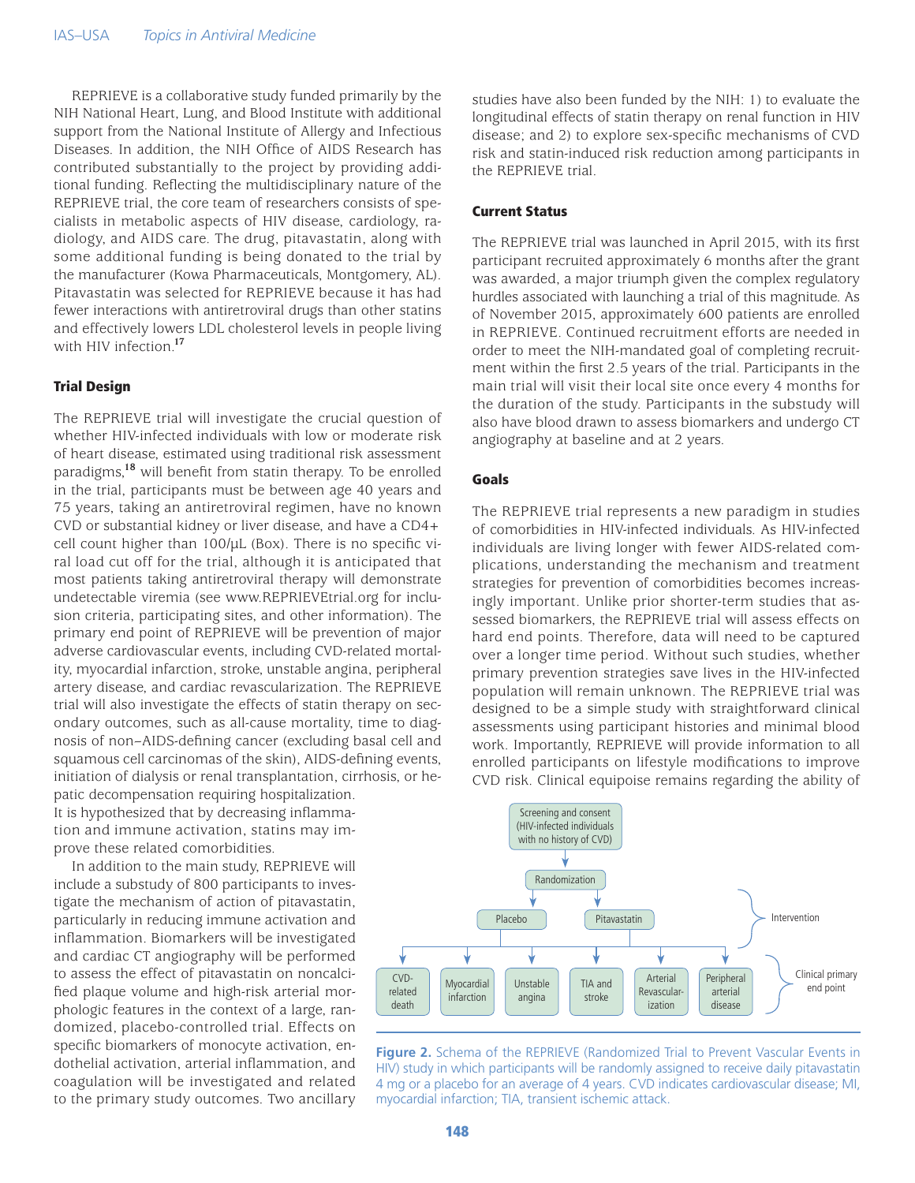REPRIEVE is a collaborative study funded primarily by the NIH National Heart, Lung, and Blood Institute with additional support from the National Institute of Allergy and Infectious Diseases. In addition, the NIH Office of AIDS Research has contributed substantially to the project by providing additional funding. Reflecting the multidisciplinary nature of the REPRIEVE trial, the core team of researchers consists of specialists in metabolic aspects of HIV disease, cardiology, radiology, and AIDS care. The drug, pitavastatin, along with some additional funding is being donated to the trial by the manufacturer (Kowa Pharmaceuticals, Montgomery, AL). Pitavastatin was selected for REPRIEVE because it has had fewer interactions with antiretroviral drugs than other statins and effectively lowers LDL cholesterol levels in people living with HIV infection.[17]

#### Trial Design

The REPRIEVE trial will investigate the crucial question of whether HIV-infected individuals with low or moderate risk of heart disease, estimated using traditional risk assessment paradigms,[18] will benefit from statin therapy. To be enrolled in the trial, participants must be between age 40 years and 75 years, taking an antiretroviral regimen, have no known CVD or substantial kidney or liver disease, and have a CD4+ cell count higher than 100/µL (Box). There is no specific viral load cut off for the trial, although it is anticipated that most patients taking antiretroviral therapy will demonstrate undetectable viremia (see www.REPRIEVEtrial.org for inclusion criteria, participating sites, and other information). The primary end point of REPRIEVE will be prevention of major adverse cardiovascular events, including CVD-related mortality, myocardial infarction, stroke, unstable angina, peripheral artery disease, and cardiac revascularization. The REPRIEVE trial will also investigate the effects of statin therapy on secondary outcomes, such as all-cause mortality, time to diagnosis of non–AIDS-defining cancer (excluding basal cell and squamous cell carcinomas of the skin), AIDS-defining events, initiation of dialysis or renal transplantation, cirrhosis, or hepatic decompensation requiring hospitalization. It is hypothesized that by decreasing inflammation and immune activation, statins may improve these related comorbidities.

In addition to the main study, REPRIEVE will include a substudy of 800 participants to investigate the mechanism of action of pitavastatin, particularly in reducing immune activation and inflammation. Biomarkers will be investigated and cardiac CT angiography will be performed to assess the effect of pitavastatin on noncalcified plaque volume and high-risk arterial morphologic features in the context of a large, randomized, placebo-controlled trial. Effects on specific biomarkers of monocyte activation, endothelial activation, arterial inflammation, and coagulation will be investigated and related to the primary study outcomes. Two ancillary studies have also been funded by the NIH: 1) to evaluate the longitudinal effects of statin therapy on renal function in HIV disease; and 2) to explore sex-specific mechanisms of CVD risk and statin-induced risk reduction among participants in the REPRIEVE trial.

#### Current Status

The REPRIEVE trial was launched in April 2015, with its first participant recruited approximately 6 months after the grant was awarded, a major triumph given the complex regulatory hurdles associated with launching a trial of this magnitude. As of November 2015, approximately 600 patients are enrolled in REPRIEVE. Continued recruitment efforts are needed in order to meet the NIH-mandated goal of completing recruitment within the first 2.5 years of the trial. Participants in the main trial will visit their local site once every 4 months for the duration of the study. Participants in the substudy will also have blood drawn to assess biomarkers and undergo CT angiography at baseline and at 2 years.

#### Goals

The REPRIEVE trial represents a new paradigm in studies of comorbidities in HIV-infected individuals. As HIV-infected individuals are living longer with fewer AIDS-related complications, understanding the mechanism and treatment strategies for prevention of comorbidities becomes increasingly important. Unlike prior shorter-term studies that assessed biomarkers, the REPRIEVE trial will assess effects on hard end points. Therefore, data will need to be captured over a longer time period. Without such studies, whether primary prevention strategies save lives in the HIV-infected population will remain unknown. The REPRIEVE trial was designed to be a simple study with straightforward clinical assessments using participant histories and minimal blood work. Importantly, REPRIEVE will provide information to all enrolled participants on lifestyle modifications to improve CVD risk. Clinical equipoise remains regarding the ability of

Screening and consent (HIV-infected individuals with no history of CVD) → Randomization → Placebo / Pitavastatin (Intervention) → Clinical primary end point: CVD-related death; Myocardial infarction; Unstable angina; TIA and stroke; Arterial Revascularization; Peripheral arterial disease

**Figure 2.** Schema of the REPRIEVE (Randomized Trial to Prevent Vascular Events in HIV) study in which participants will be randomly assigned to receive daily pitavastatin 4 mg or a placebo for an average of 4 years. CVD indicates cardiovascular disease; MI, myocardial infarction; TIA, transient ischemic attack.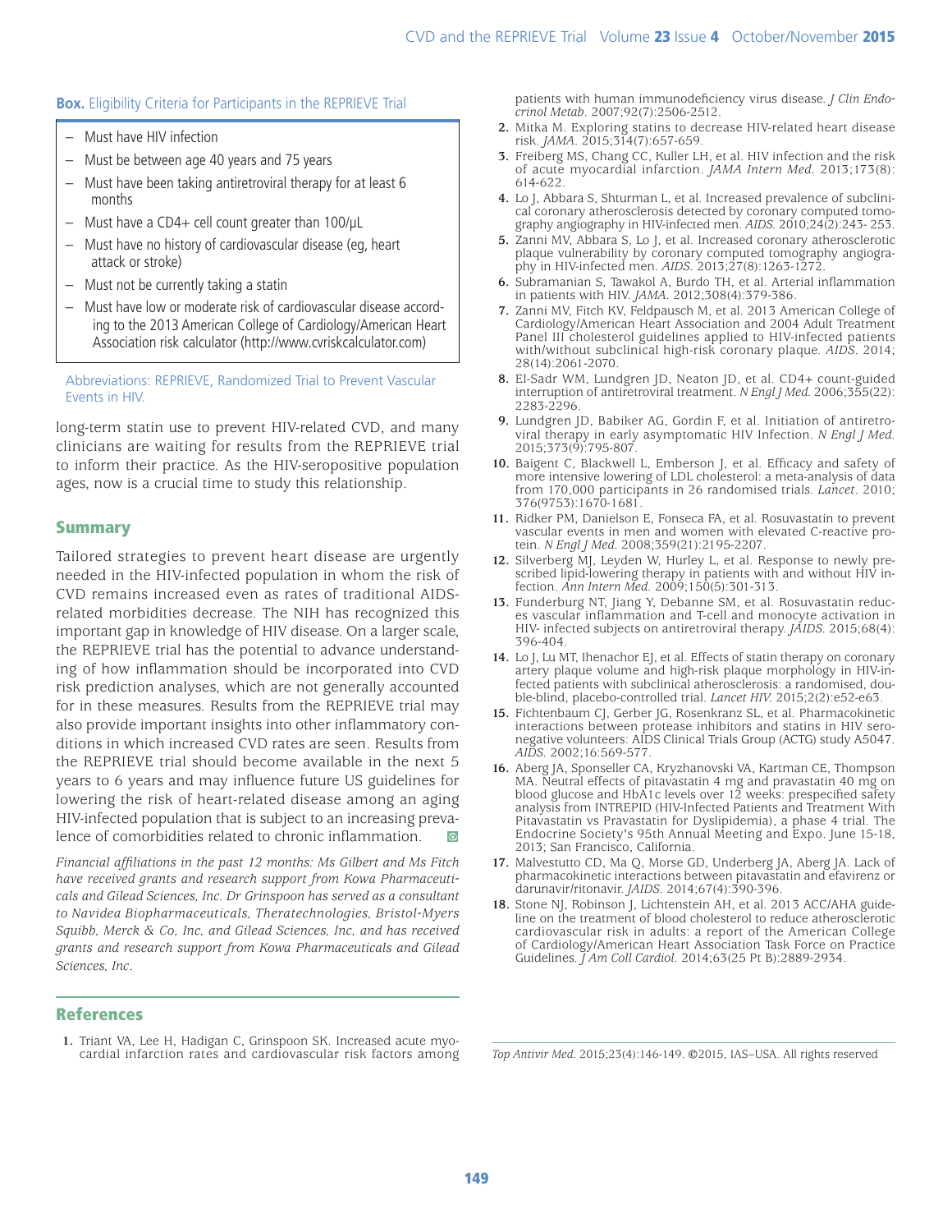**Box.** Eligibility Criteria for Participants in the REPRIEVE Trial

- Must have HIV infection
- Must be between age 40 years and 75 years
- Must have been taking antiretroviral therapy for at least 6 months
- Must have a CD4+ cell count greater than 100/μL
- Must have no history of cardiovascular disease (eg, heart attack or stroke)
- Must not be currently taking a statin
- Must have low or moderate risk of cardiovascular disease according to the 2013 American College of Cardiology/American Heart Association risk calculator (http://www.cvriskcalculator.com)

Abbreviations: REPRIEVE, Randomized Trial to Prevent Vascular Events in HIV.

long-term statin use to prevent HIV-related CVD, and many clinicians are waiting for results from the REPRIEVE trial to inform their practice. As the HIV-seropositive population ages, now is a crucial time to study this relationship.

## Summary

Tailored strategies to prevent heart disease are urgently needed in the HIV-infected population in whom the risk of CVD remains increased even as rates of traditional AIDS-related morbidities decrease. The NIH has recognized this important gap in knowledge of HIV disease. On a larger scale, the REPRIEVE trial has the potential to advance understanding of how inflammation should be incorporated into CVD risk prediction analyses, which are not generally accounted for in these measures. Results from the REPRIEVE trial may also provide important insights into other inflammatory conditions in which increased CVD rates are seen. Results from the REPRIEVE trial should become available in the next 5 years to 6 years and may influence future US guidelines for lowering the risk of heart-related disease among an aging HIV-infected population that is subject to an increasing prevalence of comorbidities related to chronic inflammation.

*Financial affiliations in the past 12 months: Ms Gilbert and Ms Fitch have received grants and research support from Kowa Pharmaceuticals and Gilead Sciences, Inc. Dr Grinspoon has served as a consultant to Navidea Biopharmaceuticals, Theratechnologies, Bristol-Myers Squibb, Merck & Co, Inc, and Gilead Sciences, Inc, and has received grants and research support from Kowa Pharmaceuticals and Gilead Sciences, Inc.*

## References

1. Triant VA, Lee H, Hadigan C, Grinspoon SK. Increased acute myocardial infarction rates and cardiovascular risk factors among patients with human immunodeficiency virus disease. *J Clin Endocrinol Metab*. 2007;92(7):2506-2512.
2. Mitka M. Exploring statins to decrease HIV-related heart disease risk. *JAMA*. 2015;314(7):657-659.
3. Freiberg MS, Chang CC, Kuller LH, et al. HIV infection and the risk of acute myocardial infarction. *JAMA Intern Med*. 2013;173(8):614-622.
4. Lo J, Abbara S, Shturman L, et al. Increased prevalence of subclinical coronary atherosclerosis detected by coronary computed tomography angiography in HIV-infected men. *AIDS*. 2010;24(2):243- 253.
5. Zanni MV, Abbara S, Lo J, et al. Increased coronary atherosclerotic plaque vulnerability by coronary computed tomography angiography in HIV-infected men. *AIDS*. 2013;27(8):1263-1272.
6. Subramanian S, Tawakol A, Burdo TH, et al. Arterial inflammation in patients with HIV. *JAMA*. 2012;308(4):379-386.
7. Zanni MV, Fitch KV, Feldpausch M, et al. 2013 American College of Cardiology/American Heart Association and 2004 Adult Treatment Panel III cholesterol guidelines applied to HIV-infected patients with/without subclinical high-risk coronary plaque. *AIDS*. 2014; 28(14):2061-2070.
8. El-Sadr WM, Lundgren JD, Neaton JD, et al. CD4+ count-guided interruption of antiretroviral treatment. *N Engl J Med*. 2006;355(22):2283-2296.
9. Lundgren JD, Babiker AG, Gordin F, et al. Initiation of antiretroviral therapy in early asymptomatic HIV Infection. *N Engl J Med*. 2015;373(9):795-807.
10. Baigent C, Blackwell L, Emberson J, et al. Efficacy and safety of more intensive lowering of LDL cholesterol: a meta-analysis of data from 170,000 participants in 26 randomised trials. *Lancet*. 2010; 376(9753):1670-1681.
11. Ridker PM, Danielson E, Fonseca FA, et al. Rosuvastatin to prevent vascular events in men and women with elevated C-reactive protein. *N Engl J Med*. 2008;359(21):2195-2207.
12. Silverberg MJ, Leyden W, Hurley L, et al. Response to newly prescribed lipid-lowering therapy in patients with and without HIV infection. *Ann Intern Med*. 2009;150(5):301-313.
13. Funderburg NT, Jiang Y, Debanne SM, et al. Rosuvastatin reduces vascular inflammation and T-cell and monocyte activation in HIV- infected subjects on antiretroviral therapy. *JAIDS*. 2015;68(4):396-404.
14. Lo J, Lu MT, Ihenachor EJ, et al. Effects of statin therapy on coronary artery plaque volume and high-risk plaque morphology in HIV-infected patients with subclinical atherosclerosis: a randomised, double-blind, placebo-controlled trial. *Lancet HIV*. 2015;2(2):e52-e63.
15. Fichtenbaum CJ, Gerber JG, Rosenkranz SL, et al. Pharmacokinetic interactions between protease inhibitors and statins in HIV seronegative volunteers: AIDS Clinical Trials Group (ACTG) study A5047. *AIDS*. 2002;16:569-577.
16. Aberg JA, Sponseller CA, Kryzhanovski VA, Kartman CE, Thompson MA. Neutral effects of pitavastatin 4 mg and pravastatin 40 mg on blood glucose and HbA1c levels over 12 weeks: prespecified safety analysis from INTREPID (HIV-Infected Patients and Treatment With Pitavastatin vs Pravastatin for Dyslipidemia), a phase 4 trial. The Endocrine Society's 95th Annual Meeting and Expo. June 15-18, 2013; San Francisco, California.
17. Malvestutto CD, Ma Q, Morse GD, Underberg JA, Aberg JA. Lack of pharmacokinetic interactions between pitavastatin and efavirenz or darunavir/ritonavir. *JAIDS*. 2014;67(4):390-396.
18. Stone NJ, Robinson J, Lichtenstein AH, et al. 2013 ACC/AHA guideline on the treatment of blood cholesterol to reduce atherosclerotic cardiovascular risk in adults: a report of the American College of Cardiology/American Heart Association Task Force on Practice Guidelines. *J Am Coll Cardiol*. 2014;63(25 Pt B):2889-2934.

*Top Antivir Med.* 2015;23(4):146-149. ©2015, IAS–USA. All rights reserved